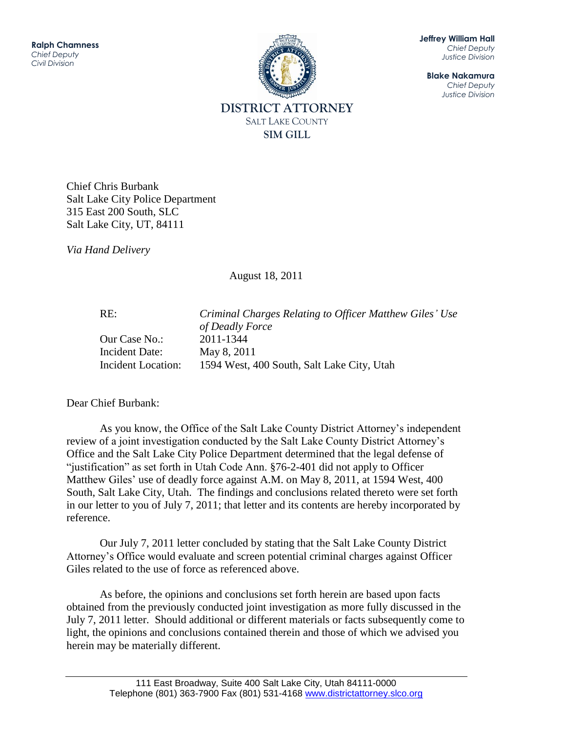**Ralph Chamness**
*Chief Deputy*
*Civil Division*

**Jeffrey William Hall**
*Chief Deputy*
*Justice Division*

**Blake Nakamura**
*Chief Deputy*
*Justice Division*

DISTRICT ATTORNEY
SALT LAKE COUNTY
SIM GILL

Chief Chris Burbank
Salt Lake City Police Department
315 East 200 South, SLC
Salt Lake City, UT, 84111

*Via Hand Delivery*

August 18, 2011

| | |
|---|---|
| RE: | *Criminal Charges Relating to Officer Matthew Giles' Use of Deadly Force* |
| Our Case No.: | 2011-1344 |
| Incident Date: | May 8, 2011 |
| Incident Location: | 1594 West, 400 South, Salt Lake City, Utah |

Dear Chief Burbank:

As you know, the Office of the Salt Lake County District Attorney's independent review of a joint investigation conducted by the Salt Lake County District Attorney's Office and the Salt Lake City Police Department determined that the legal defense of "justification" as set forth in Utah Code Ann. §76-2-401 did not apply to Officer Matthew Giles' use of deadly force against A.M. on May 8, 2011, at 1594 West, 400 South, Salt Lake City, Utah. The findings and conclusions related thereto were set forth in our letter to you of July 7, 2011; that letter and its contents are hereby incorporated by reference.

Our July 7, 2011 letter concluded by stating that the Salt Lake County District Attorney's Office would evaluate and screen potential criminal charges against Officer Giles related to the use of force as referenced above.

As before, the opinions and conclusions set forth herein are based upon facts obtained from the previously conducted joint investigation as more fully discussed in the July 7, 2011 letter. Should additional or different materials or facts subsequently come to light, the opinions and conclusions contained therein and those of which we advised you herein may be materially different.

111 East Broadway, Suite 400 Salt Lake City, Utah 84111-0000
Telephone (801) 363-7900 Fax (801) 531-4168 www.districtattorney.slco.org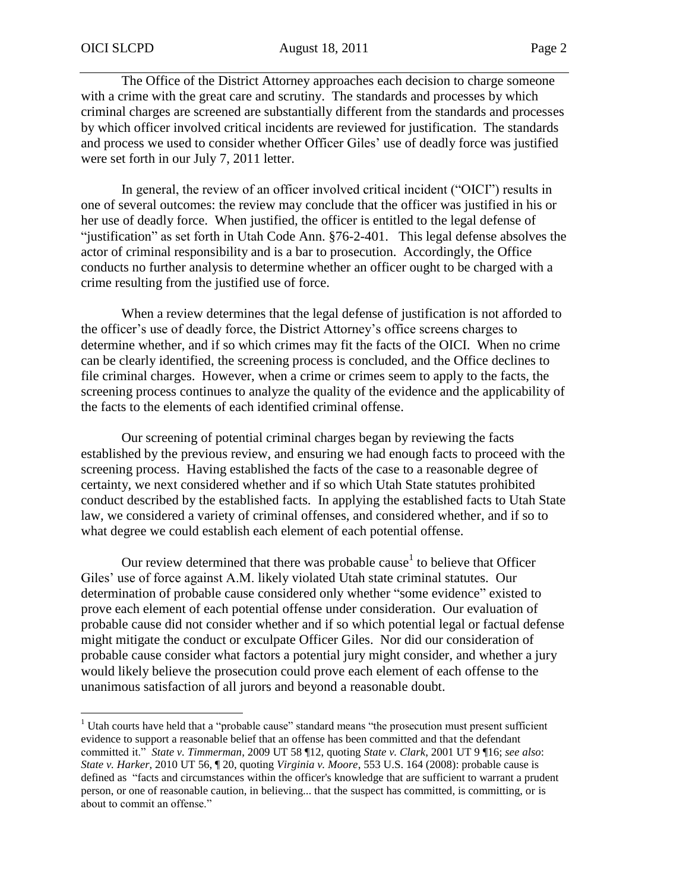The Office of the District Attorney approaches each decision to charge someone with a crime with the great care and scrutiny. The standards and processes by which criminal charges are screened are substantially different from the standards and processes by which officer involved critical incidents are reviewed for justification. The standards and process we used to consider whether Officer Giles' use of deadly force was justified were set forth in our July 7, 2011 letter.

In general, the review of an officer involved critical incident ("OICI") results in one of several outcomes: the review may conclude that the officer was justified in his or her use of deadly force. When justified, the officer is entitled to the legal defense of "justification" as set forth in Utah Code Ann. §76-2-401. This legal defense absolves the actor of criminal responsibility and is a bar to prosecution. Accordingly, the Office conducts no further analysis to determine whether an officer ought to be charged with a crime resulting from the justified use of force.

When a review determines that the legal defense of justification is not afforded to the officer's use of deadly force, the District Attorney's office screens charges to determine whether, and if so which crimes may fit the facts of the OICI. When no crime can be clearly identified, the screening process is concluded, and the Office declines to file criminal charges. However, when a crime or crimes seem to apply to the facts, the screening process continues to analyze the quality of the evidence and the applicability of the facts to the elements of each identified criminal offense.

Our screening of potential criminal charges began by reviewing the facts established by the previous review, and ensuring we had enough facts to proceed with the screening process. Having established the facts of the case to a reasonable degree of certainty, we next considered whether and if so which Utah State statutes prohibited conduct described by the established facts. In applying the established facts to Utah State law, we considered a variety of criminal offenses, and considered whether, and if so to what degree we could establish each element of each potential offense.

Our review determined that there was probable cause[1] to believe that Officer Giles' use of force against A.M. likely violated Utah state criminal statutes. Our determination of probable cause considered only whether "some evidence" existed to prove each element of each potential offense under consideration. Our evaluation of probable cause did not consider whether and if so which potential legal or factual defense might mitigate the conduct or exculpate Officer Giles. Nor did our consideration of probable cause consider what factors a potential jury might consider, and whether a jury would likely believe the prosecution could prove each element of each offense to the unanimous satisfaction of all jurors and beyond a reasonable doubt.

---

[1] Utah courts have held that a "probable cause" standard means "the prosecution must present sufficient evidence to support a reasonable belief that an offense has been committed and that the defendant committed it." *State v. Timmerman*, 2009 UT 58 ¶12, quoting *State v. Clark*, 2001 UT 9 ¶16; *see also*: *State v. Harker*, 2010 UT 56, ¶ 20, quoting *Virginia v. Moore*, 553 U.S. 164 (2008): probable cause is defined as "facts and circumstances within the officer's knowledge that are sufficient to warrant a prudent person, or one of reasonable caution, in believing... that the suspect has committed, is committing, or is about to commit an offense."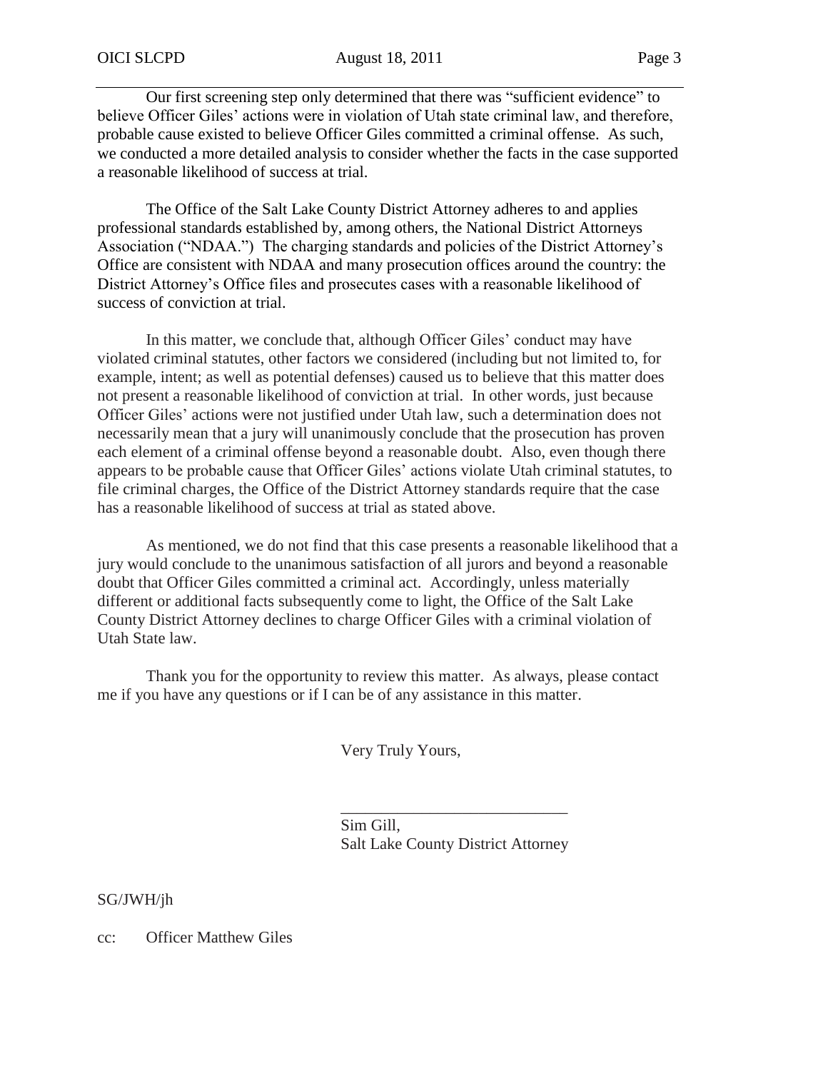Our first screening step only determined that there was "sufficient evidence" to believe Officer Giles' actions were in violation of Utah state criminal law, and therefore, probable cause existed to believe Officer Giles committed a criminal offense. As such, we conducted a more detailed analysis to consider whether the facts in the case supported a reasonable likelihood of success at trial.

The Office of the Salt Lake County District Attorney adheres to and applies professional standards established by, among others, the National District Attorneys Association ("NDAA.") The charging standards and policies of the District Attorney's Office are consistent with NDAA and many prosecution offices around the country: the District Attorney's Office files and prosecutes cases with a reasonable likelihood of success of conviction at trial.

In this matter, we conclude that, although Officer Giles' conduct may have violated criminal statutes, other factors we considered (including but not limited to, for example, intent; as well as potential defenses) caused us to believe that this matter does not present a reasonable likelihood of conviction at trial. In other words, just because Officer Giles' actions were not justified under Utah law, such a determination does not necessarily mean that a jury will unanimously conclude that the prosecution has proven each element of a criminal offense beyond a reasonable doubt. Also, even though there appears to be probable cause that Officer Giles' actions violate Utah criminal statutes, to file criminal charges, the Office of the District Attorney standards require that the case has a reasonable likelihood of success at trial as stated above.

As mentioned, we do not find that this case presents a reasonable likelihood that a jury would conclude to the unanimous satisfaction of all jurors and beyond a reasonable doubt that Officer Giles committed a criminal act. Accordingly, unless materially different or additional facts subsequently come to light, the Office of the Salt Lake County District Attorney declines to charge Officer Giles with a criminal violation of Utah State law.

Thank you for the opportunity to review this matter. As always, please contact me if you have any questions or if I can be of any assistance in this matter.

Very Truly Yours,

\_\_\_\_\_\_\_\_\_\_\_\_\_\_\_\_\_\_\_\_\_\_\_\_\_\_\_\_\_\_

Sim Gill,
Salt Lake County District Attorney

SG/JWH/jh

cc: Officer Matthew Giles